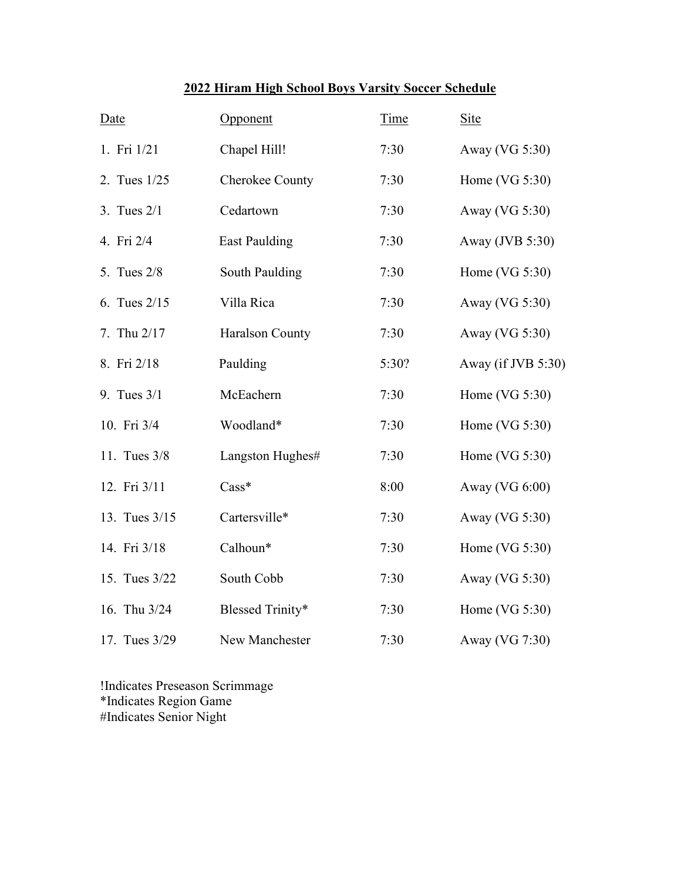**2022 Hiram High School Boys Varsity Soccer Schedule**

| Date | Opponent | Time | Site |
|---|---|---|---|
| 1. Fri 1/21 | Chapel Hill! | 7:30 | Away (VG 5:30) |
| 2. Tues 1/25 | Cherokee County | 7:30 | Home (VG 5:30) |
| 3. Tues 2/1 | Cedartown | 7:30 | Away (VG 5:30) |
| 4. Fri 2/4 | East Paulding | 7:30 | Away (JVB 5:30) |
| 5. Tues 2/8 | South Paulding | 7:30 | Home (VG 5:30) |
| 6. Tues 2/15 | Villa Rica | 7:30 | Away (VG 5:30) |
| 7. Thu 2/17 | Haralson County | 7:30 | Away (VG 5:30) |
| 8. Fri 2/18 | Paulding | 5:30? | Away (if JVB 5:30) |
| 9. Tues 3/1 | McEachern | 7:30 | Home (VG 5:30) |
| 10. Fri 3/4 | Woodland* | 7:30 | Home (VG 5:30) |
| 11. Tues 3/8 | Langston Hughes# | 7:30 | Home (VG 5:30) |
| 12. Fri 3/11 | Cass* | 8:00 | Away (VG 6:00) |
| 13. Tues 3/15 | Cartersville* | 7:30 | Away (VG 5:30) |
| 14. Fri 3/18 | Calhoun* | 7:30 | Home (VG 5:30) |
| 15. Tues 3/22 | South Cobb | 7:30 | Away (VG 5:30) |
| 16. Thu 3/24 | Blessed Trinity* | 7:30 | Home (VG 5:30) |
| 17. Tues 3/29 | New Manchester | 7:30 | Away (VG 7:30) |

!Indicates Preseason Scrimmage
*Indicates Region Game
#Indicates Senior Night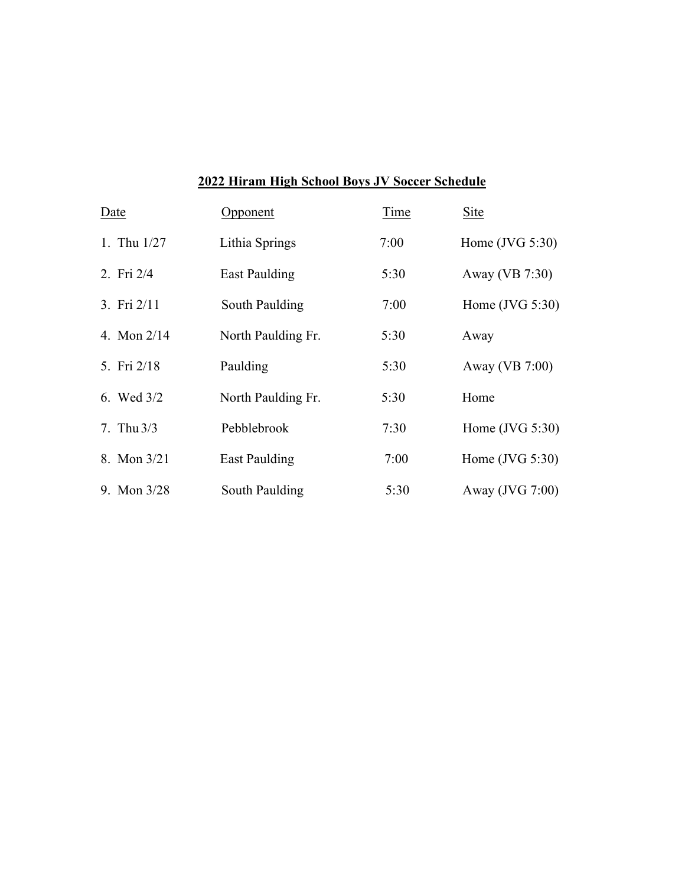**2022 Hiram High School Boys JV Soccer Schedule**

| Date | Opponent | Time | Site |
|---|---|---|---|
| 1. Thu 1/27 | Lithia Springs | 7:00 | Home (JVG 5:30) |
| 2. Fri 2/4 | East Paulding | 5:30 | Away (VB 7:30) |
| 3. Fri 2/11 | South Paulding | 7:00 | Home (JVG 5:30) |
| 4. Mon 2/14 | North Paulding Fr. | 5:30 | Away |
| 5. Fri 2/18 | Paulding | 5:30 | Away (VB 7:00) |
| 6. Wed 3/2 | North Paulding Fr. | 5:30 | Home |
| 7. Thu 3/3 | Pebblebrook | 7:30 | Home (JVG 5:30) |
| 8. Mon 3/21 | East Paulding | 7:00 | Home (JVG 5:30) |
| 9. Mon 3/28 | South Paulding | 5:30 | Away (JVG 7:00) |